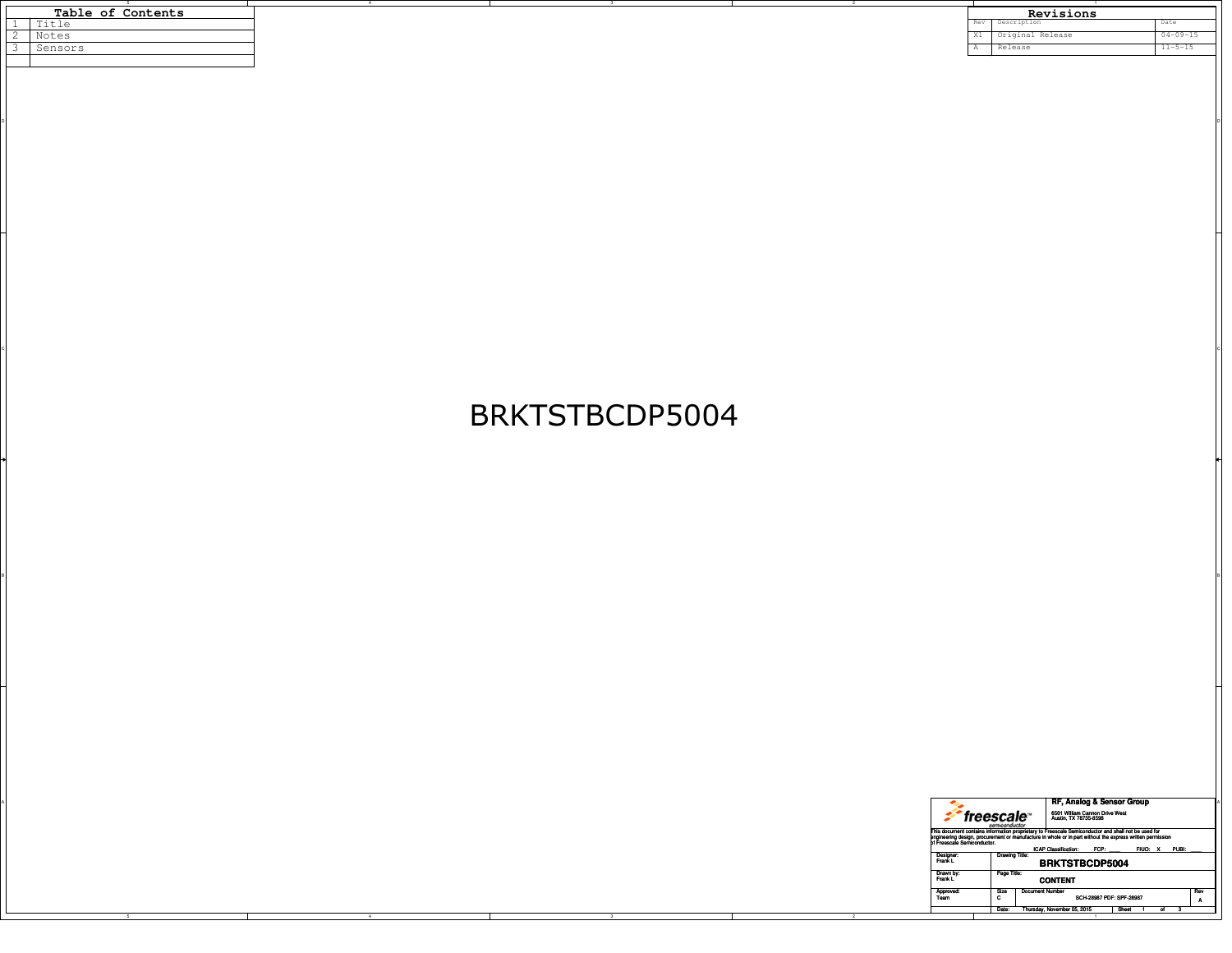## Table of Contents

| | |
|---|---|
| 1 | Title |
| 2 | Notes |
| 3 | Sensors |

## Revisions

| Rev | Description | Date |
|---|---|---|
| X1 | Original Release | 04-09-15 |
| A | Release | 11-5-15 |

# BRKTSTBCDP5004

**freescale** semiconductor

**RF, Analog & Sensor Group**
6501 William Cannon Drive West
Austin, TX 78735-8598

This document contains information proprietary to Freescale Semiconductor and shall not be used for engineering design, procurement or manufacture in whole or in part without the express written permission of Freescale Semiconductor.

ICAP Classification: FCP: ___ FIUO: X PUBI: ___

| | |
|---|---|
| Designer: Frank L | Drawing Title: **BRKTSTBCDP5004** |
| Drawn by: Frank L | Page Title: **CONTENT** |
| Approved: Team | Size: C — Document Number: SCH-28987 PDF: SPF-28987 — Rev: A |
| | Date: Thursday, November 05, 2015 — Sheet 1 of 3 |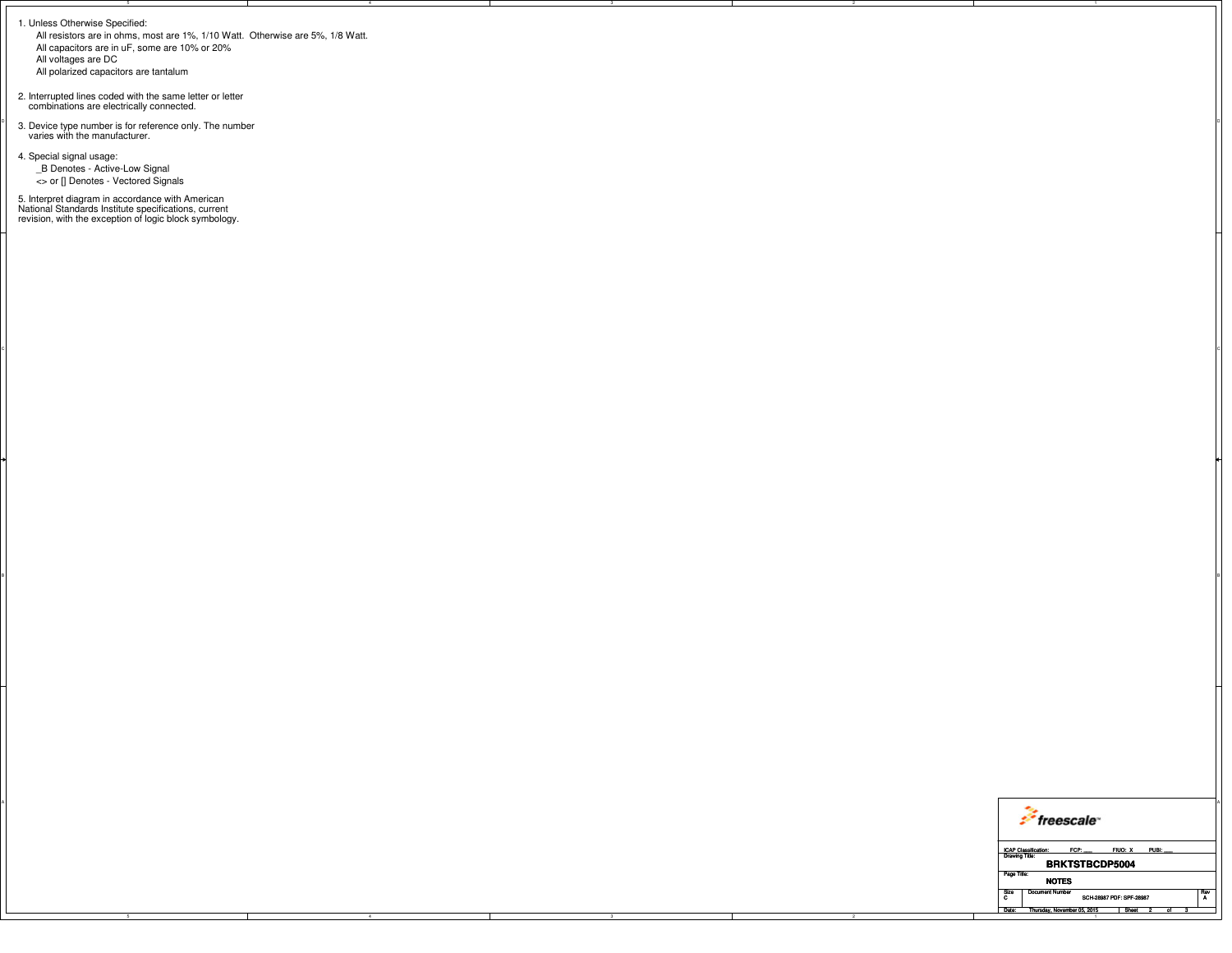1. Unless Otherwise Specified:
   - All resistors are in ohms, most are 1%, 1/10 Watt. Otherwise are 5%, 1/8 Watt.
   - All capacitors are in uF, some are 10% or 20%
   - All voltages are DC
   - All polarized capacitors are tantalum

2. Interrupted lines coded with the same letter or letter combinations are electrically connected.

3. Device type number is for reference only. The number varies with the manufacturer.

4. Special signal usage:
   - _B Denotes - Active-Low Signal
   - <> or [] Denotes - Vectored Signals

5. Interpret diagram in accordance with American National Standards Institute specifications, current revision, with the exception of logic block symbology.

| freescale | | | |
|---|---|---|---|
| ICAP Classification: FCP: ___ FIUO: X PUBI: ___ | | | |
| Drawing Title: **BRKTSTBCDP5004** | | | |
| Page Title: **NOTES** | | | |
| Size: C | Document Number: SCH-28987 PDF: SPF-28987 | | Rev: A |
| Date: Thursday, November 05, 2015 | Sheet 2 of 3 | | |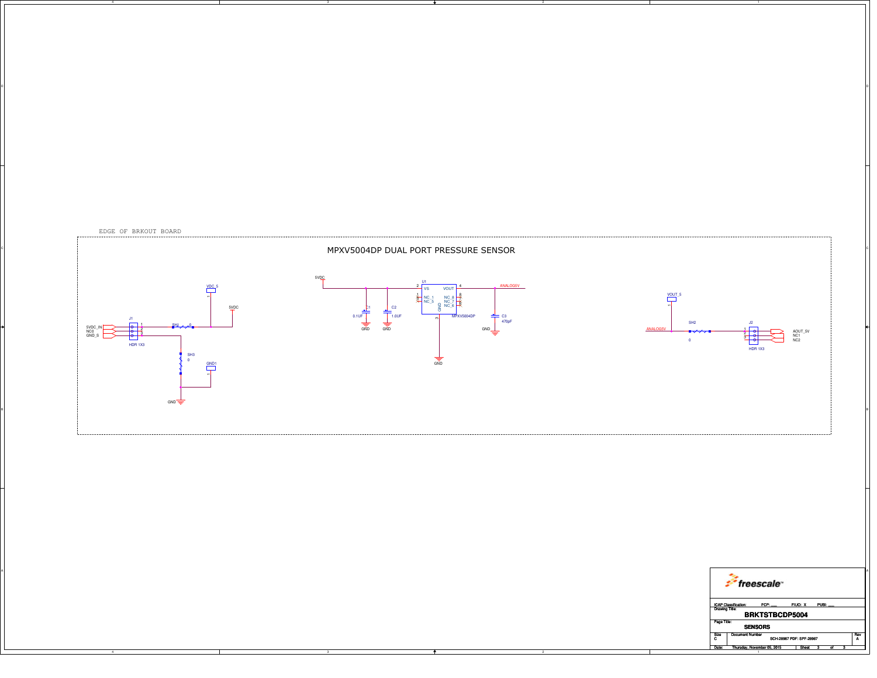EDGE OF BRKOUT BOARD

MPXV5004DP DUAL PORT PRESSURE SENSOR

VDC_5

5VDC

J1

5VDC_IN
NC0
GND_S

1
2
3

HDR 1X3

SH2
0

SH3
0

GND1

GND

5VDC

C1
0.1UF
GND

C2
1.0UF
GND

U1

2 VS
VOUT 4
1 NC_1
5 NC_5
NC_8 8
NC_7 7
NC_6 6
GND 3

MPXV5004DP

GND

ANALOG5V

C3
470pF
GND

VOUT_5

ANALOG5V

SH2
0

J2
1
2
3
HDR 1X3

AOUT_5V
NC1
NC2

freescale

ICAP Classification: FCP: ___ FIUO: X PUBI: ___

Drawing Title:

BRKTSTBCDP5004

Page Title:

SENSORS

| Size | Document Number | Rev |
|---|---|---|
| C | SCH-28967 PDF: SPF-28967 | A |

Date: Thursday, November 05, 2015 Sheet 3 of 3